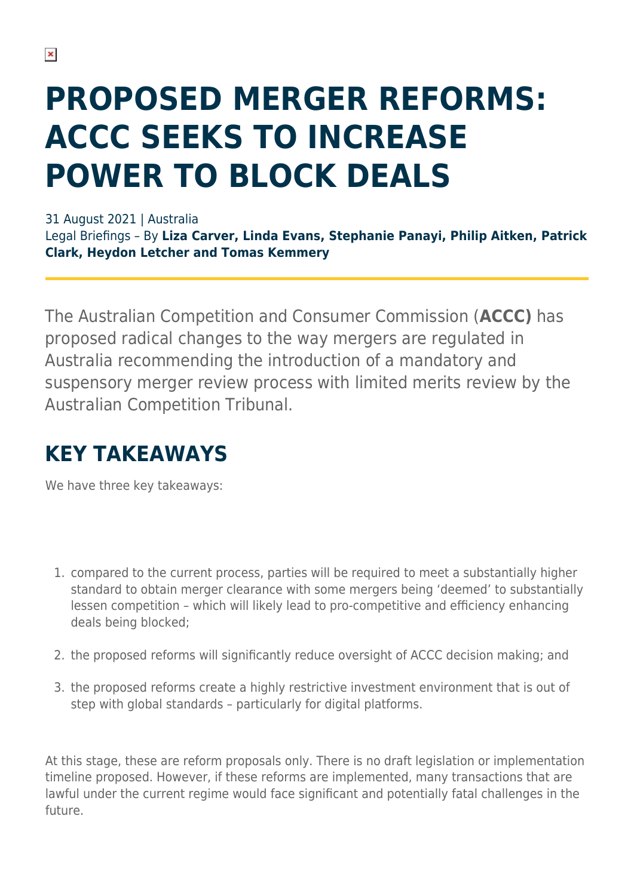# PROPOSED MERGER REFORMS: ACCC SEEKS TO INCREASE POWER TO BLOCK DEALS

31 August 2021 | Australia
Legal Briefings – By **Liza Carver, Linda Evans, Stephanie Panayi, Philip Aitken, Patrick Clark, Heydon Letcher and Tomas Kemmery**

The Australian Competition and Consumer Commission (**ACCC)** has proposed radical changes to the way mergers are regulated in Australia recommending the introduction of a mandatory and suspensory merger review process with limited merits review by the Australian Competition Tribunal.

## KEY TAKEAWAYS

We have three key takeaways:

1. compared to the current process, parties will be required to meet a substantially higher standard to obtain merger clearance with some mergers being 'deemed' to substantially lessen competition – which will likely lead to pro-competitive and efficiency enhancing deals being blocked;
2. the proposed reforms will significantly reduce oversight of ACCC decision making; and
3. the proposed reforms create a highly restrictive investment environment that is out of step with global standards – particularly for digital platforms.

At this stage, these are reform proposals only. There is no draft legislation or implementation timeline proposed. However, if these reforms are implemented, many transactions that are lawful under the current regime would face significant and potentially fatal challenges in the future.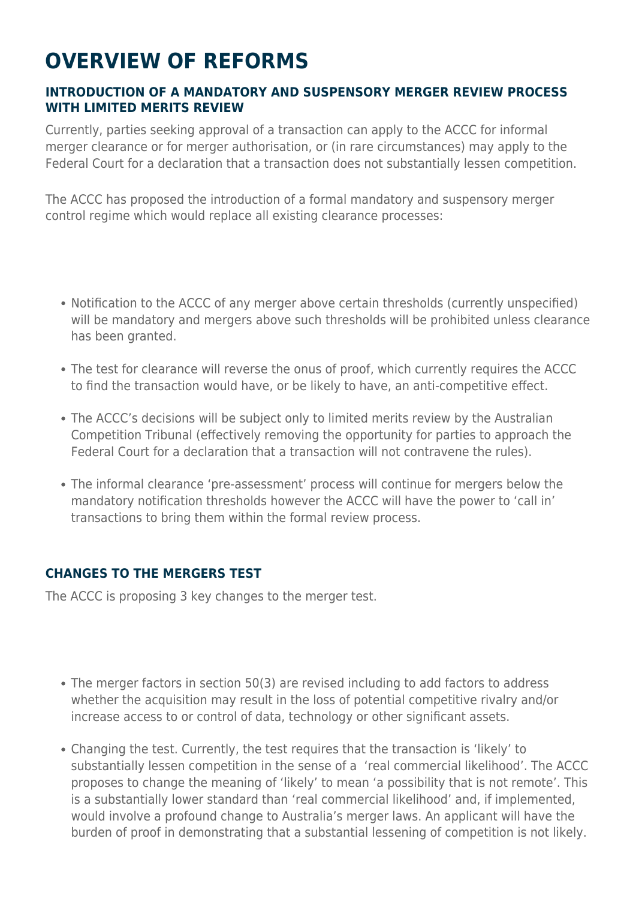# OVERVIEW OF REFORMS

### INTRODUCTION OF A MANDATORY AND SUSPENSORY MERGER REVIEW PROCESS WITH LIMITED MERITS REVIEW

Currently, parties seeking approval of a transaction can apply to the ACCC for informal merger clearance or for merger authorisation, or (in rare circumstances) may apply to the Federal Court for a declaration that a transaction does not substantially lessen competition.

The ACCC has proposed the introduction of a formal mandatory and suspensory merger control regime which would replace all existing clearance processes:

- Notification to the ACCC of any merger above certain thresholds (currently unspecified) will be mandatory and mergers above such thresholds will be prohibited unless clearance has been granted.
- The test for clearance will reverse the onus of proof, which currently requires the ACCC to find the transaction would have, or be likely to have, an anti-competitive effect.
- The ACCC's decisions will be subject only to limited merits review by the Australian Competition Tribunal (effectively removing the opportunity for parties to approach the Federal Court for a declaration that a transaction will not contravene the rules).
- The informal clearance 'pre-assessment' process will continue for mergers below the mandatory notification thresholds however the ACCC will have the power to 'call in' transactions to bring them within the formal review process.

### CHANGES TO THE MERGERS TEST

The ACCC is proposing 3 key changes to the merger test.

- The merger factors in section 50(3) are revised including to add factors to address whether the acquisition may result in the loss of potential competitive rivalry and/or increase access to or control of data, technology or other significant assets.
- Changing the test. Currently, the test requires that the transaction is 'likely' to substantially lessen competition in the sense of a 'real commercial likelihood'. The ACCC proposes to change the meaning of 'likely' to mean 'a possibility that is not remote'. This is a substantially lower standard than 'real commercial likelihood' and, if implemented, would involve a profound change to Australia's merger laws. An applicant will have the burden of proof in demonstrating that a substantial lessening of competition is not likely.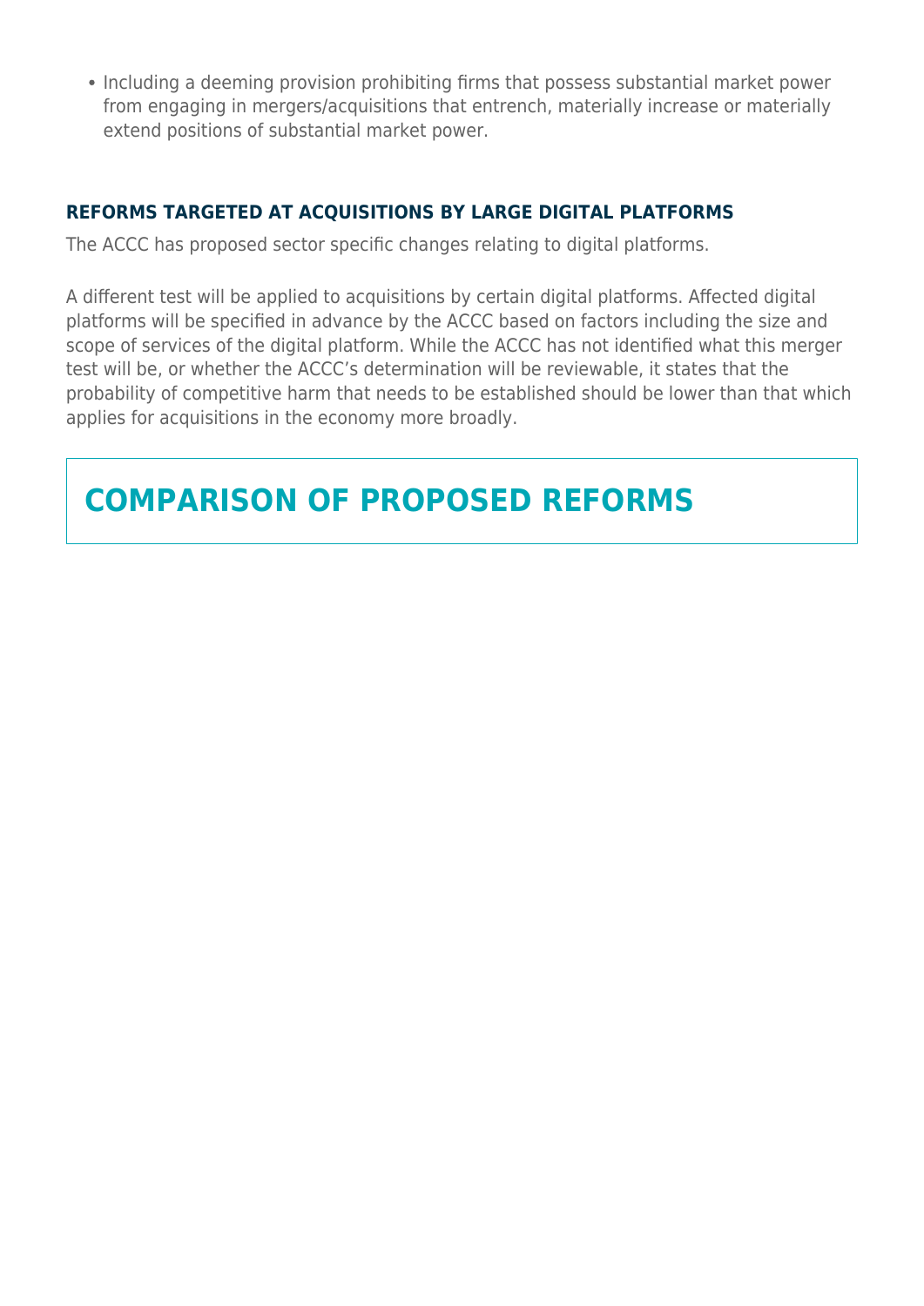- Including a deeming provision prohibiting firms that possess substantial market power from engaging in mergers/acquisitions that entrench, materially increase or materially extend positions of substantial market power.

### REFORMS TARGETED AT ACQUISITIONS BY LARGE DIGITAL PLATFORMS

The ACCC has proposed sector specific changes relating to digital platforms.

A different test will be applied to acquisitions by certain digital platforms. Affected digital platforms will be specified in advance by the ACCC based on factors including the size and scope of services of the digital platform. While the ACCC has not identified what this merger test will be, or whether the ACCC's determination will be reviewable, it states that the probability of competitive harm that needs to be established should be lower than that which applies for acquisitions in the economy more broadly.

## COMPARISON OF PROPOSED REFORMS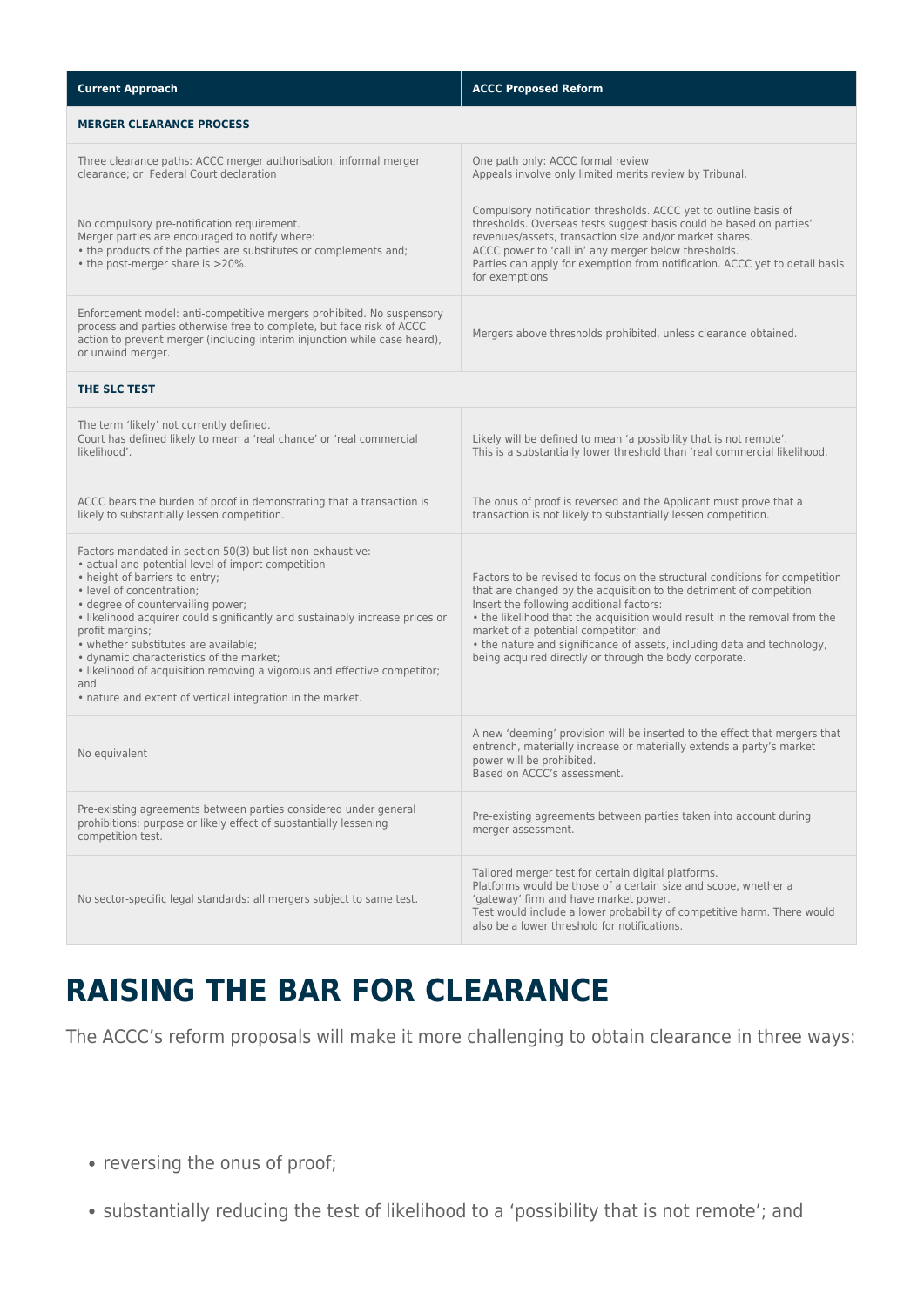| Current Approach | ACCC Proposed Reform |
|---|---|
| **MERGER CLEARANCE PROCESS** | |
| Three clearance paths: ACCC merger authorisation, informal merger clearance; or Federal Court declaration | One path only: ACCC formal review<br>Appeals involve only limited merits review by Tribunal. |
| No compulsory pre-notification requirement.<br>Merger parties are encouraged to notify where:<br>• the products of the parties are substitutes or complements and;<br>• the post-merger share is >20%. | Compulsory notification thresholds. ACCC yet to outline basis of thresholds. Overseas tests suggest basis could be based on parties' revenues/assets, transaction size and/or market shares.<br>ACCC power to 'call in' any merger below thresholds.<br>Parties can apply for exemption from notification. ACCC yet to detail basis for exemptions |
| Enforcement model: anti-competitive mergers prohibited. No suspensory process and parties otherwise free to complete, but face risk of ACCC action to prevent merger (including interim injunction while case heard), or unwind merger. | Mergers above thresholds prohibited, unless clearance obtained. |
| **THE SLC TEST** | |
| The term 'likely' not currently defined.<br>Court has defined likely to mean a 'real chance' or 'real commercial likelihood'. | Likely will be defined to mean 'a possibility that is not remote'.<br>This is a substantially lower threshold than 'real commercial likelihood. |
| ACCC bears the burden of proof in demonstrating that a transaction is likely to substantially lessen competition. | The onus of proof is reversed and the Applicant must prove that a transaction is not likely to substantially lessen competition. |
| Factors mandated in section 50(3) but list non-exhaustive:<br>• actual and potential level of import competition<br>• height of barriers to entry;<br>• level of concentration;<br>• degree of countervailing power;<br>• likelihood acquirer could significantly and sustainably increase prices or profit margins;<br>• whether substitutes are available;<br>• dynamic characteristics of the market;<br>• likelihood of acquisition removing a vigorous and effective competitor; and<br>• nature and extent of vertical integration in the market. | Factors to be revised to focus on the structural conditions for competition that are changed by the acquisition to the detriment of competition.<br>Insert the following additional factors:<br>• the likelihood that the acquisition would result in the removal from the market of a potential competitor; and<br>• the nature and significance of assets, including data and technology, being acquired directly or through the body corporate. |
| No equivalent | A new 'deeming' provision will be inserted to the effect that mergers that entrench, materially increase or materially extends a party's market power will be prohibited.<br>Based on ACCC's assessment. |
| Pre-existing agreements between parties considered under general prohibitions: purpose or likely effect of substantially lessening competition test. | Pre-existing agreements between parties taken into account during merger assessment. |
| No sector-specific legal standards: all mergers subject to same test. | Tailored merger test for certain digital platforms.<br>Platforms would be those of a certain size and scope, whether a 'gateway' firm and have market power.<br>Test would include a lower probability of competitive harm. There would also be a lower threshold for notifications. |

# RAISING THE BAR FOR CLEARANCE

The ACCC's reform proposals will make it more challenging to obtain clearance in three ways:

- reversing the onus of proof;
- substantially reducing the test of likelihood to a 'possibility that is not remote'; and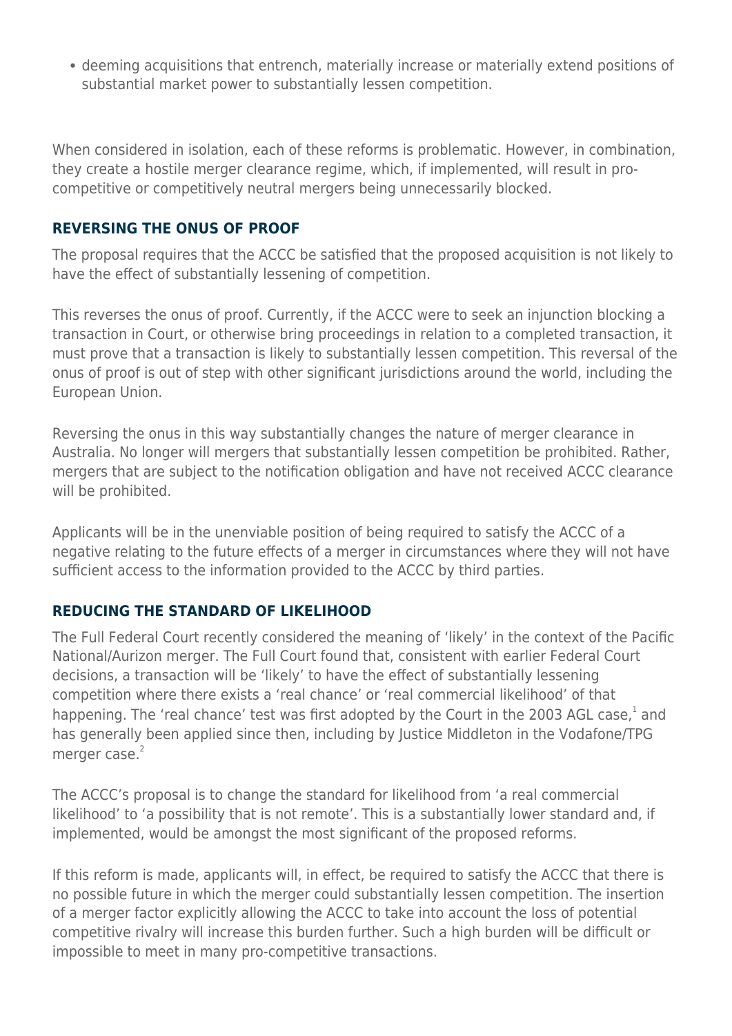- deeming acquisitions that entrench, materially increase or materially extend positions of substantial market power to substantially lessen competition.

When considered in isolation, each of these reforms is problematic. However, in combination, they create a hostile merger clearance regime, which, if implemented, will result in pro-competitive or competitively neutral mergers being unnecessarily blocked.

## REVERSING THE ONUS OF PROOF

The proposal requires that the ACCC be satisfied that the proposed acquisition is not likely to have the effect of substantially lessening of competition.

This reverses the onus of proof. Currently, if the ACCC were to seek an injunction blocking a transaction in Court, or otherwise bring proceedings in relation to a completed transaction, it must prove that a transaction is likely to substantially lessen competition. This reversal of the onus of proof is out of step with other significant jurisdictions around the world, including the European Union.

Reversing the onus in this way substantially changes the nature of merger clearance in Australia. No longer will mergers that substantially lessen competition be prohibited. Rather, mergers that are subject to the notification obligation and have not received ACCC clearance will be prohibited.

Applicants will be in the unenviable position of being required to satisfy the ACCC of a negative relating to the future effects of a merger in circumstances where they will not have sufficient access to the information provided to the ACCC by third parties.

## REDUCING THE STANDARD OF LIKELIHOOD

The Full Federal Court recently considered the meaning of 'likely' in the context of the Pacific National/Aurizon merger. The Full Court found that, consistent with earlier Federal Court decisions, a transaction will be 'likely' to have the effect of substantially lessening competition where there exists a 'real chance' or 'real commercial likelihood' of that happening. The 'real chance' test was first adopted by the Court in the 2003 AGL case,[1] and has generally been applied since then, including by Justice Middleton in the Vodafone/TPG merger case.[2]

The ACCC's proposal is to change the standard for likelihood from 'a real commercial likelihood' to 'a possibility that is not remote'. This is a substantially lower standard and, if implemented, would be amongst the most significant of the proposed reforms.

If this reform is made, applicants will, in effect, be required to satisfy the ACCC that there is no possible future in which the merger could substantially lessen competition. The insertion of a merger factor explicitly allowing the ACCC to take into account the loss of potential competitive rivalry will increase this burden further. Such a high burden will be difficult or impossible to meet in many pro-competitive transactions.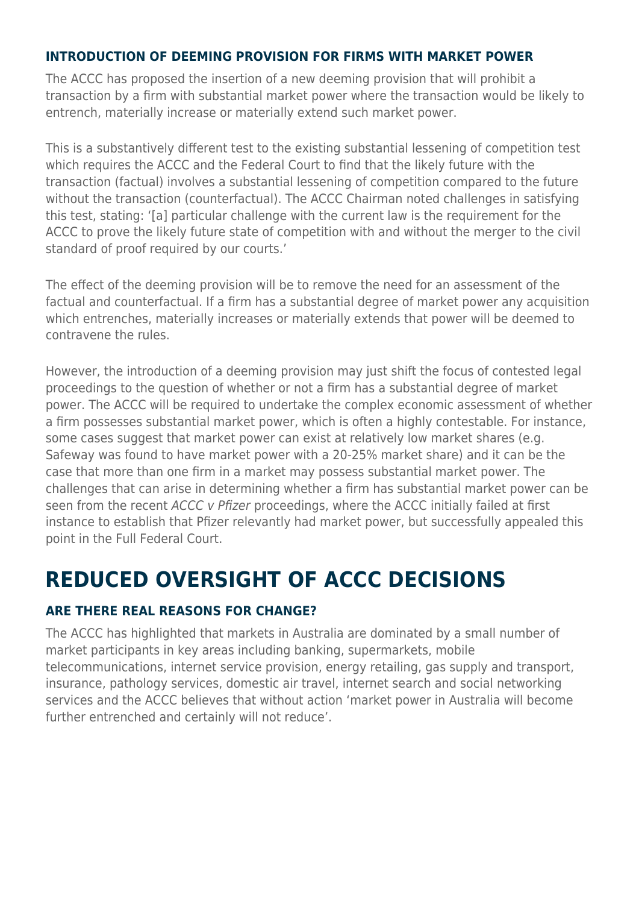### INTRODUCTION OF DEEMING PROVISION FOR FIRMS WITH MARKET POWER

The ACCC has proposed the insertion of a new deeming provision that will prohibit a transaction by a firm with substantial market power where the transaction would be likely to entrench, materially increase or materially extend such market power.

This is a substantively different test to the existing substantial lessening of competition test which requires the ACCC and the Federal Court to find that the likely future with the transaction (factual) involves a substantial lessening of competition compared to the future without the transaction (counterfactual). The ACCC Chairman noted challenges in satisfying this test, stating: '[a] particular challenge with the current law is the requirement for the ACCC to prove the likely future state of competition with and without the merger to the civil standard of proof required by our courts.'

The effect of the deeming provision will be to remove the need for an assessment of the factual and counterfactual. If a firm has a substantial degree of market power any acquisition which entrenches, materially increases or materially extends that power will be deemed to contravene the rules.

However, the introduction of a deeming provision may just shift the focus of contested legal proceedings to the question of whether or not a firm has a substantial degree of market power. The ACCC will be required to undertake the complex economic assessment of whether a firm possesses substantial market power, which is often a highly contestable. For instance, some cases suggest that market power can exist at relatively low market shares (e.g. Safeway was found to have market power with a 20-25% market share) and it can be the case that more than one firm in a market may possess substantial market power. The challenges that can arise in determining whether a firm has substantial market power can be seen from the recent *ACCC v Pfizer* proceedings, where the ACCC initially failed at first instance to establish that Pfizer relevantly had market power, but successfully appealed this point in the Full Federal Court.

# REDUCED OVERSIGHT OF ACCC DECISIONS

### ARE THERE REAL REASONS FOR CHANGE?

The ACCC has highlighted that markets in Australia are dominated by a small number of market participants in key areas including banking, supermarkets, mobile telecommunications, internet service provision, energy retailing, gas supply and transport, insurance, pathology services, domestic air travel, internet search and social networking services and the ACCC believes that without action 'market power in Australia will become further entrenched and certainly will not reduce'.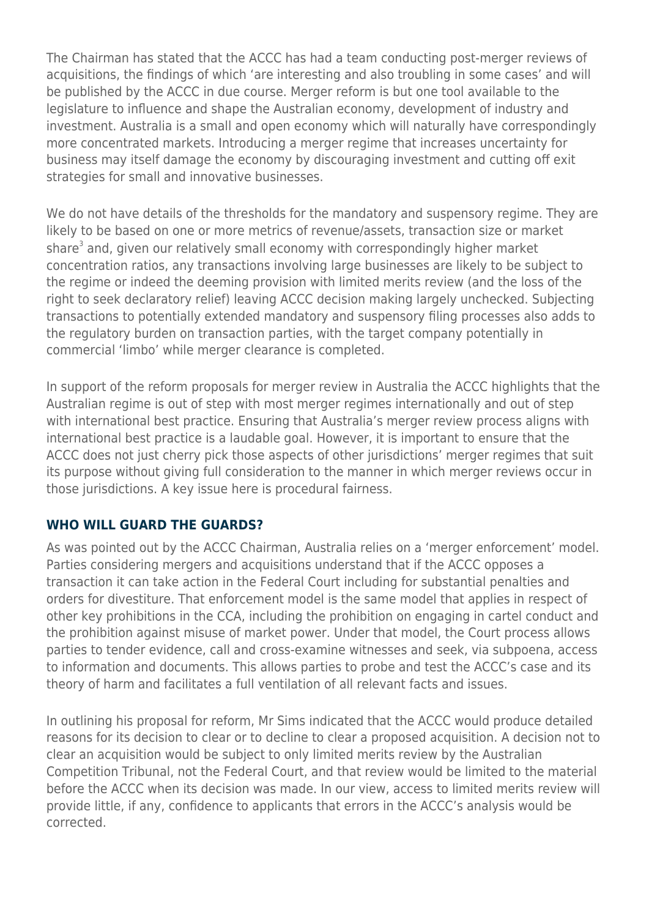The Chairman has stated that the ACCC has had a team conducting post-merger reviews of acquisitions, the findings of which 'are interesting and also troubling in some cases' and will be published by the ACCC in due course. Merger reform is but one tool available to the legislature to influence and shape the Australian economy, development of industry and investment. Australia is a small and open economy which will naturally have correspondingly more concentrated markets. Introducing a merger regime that increases uncertainty for business may itself damage the economy by discouraging investment and cutting off exit strategies for small and innovative businesses.

We do not have details of the thresholds for the mandatory and suspensory regime. They are likely to be based on one or more metrics of revenue/assets, transaction size or market share[3] and, given our relatively small economy with correspondingly higher market concentration ratios, any transactions involving large businesses are likely to be subject to the regime or indeed the deeming provision with limited merits review (and the loss of the right to seek declaratory relief) leaving ACCC decision making largely unchecked. Subjecting transactions to potentially extended mandatory and suspensory filing processes also adds to the regulatory burden on transaction parties, with the target company potentially in commercial 'limbo' while merger clearance is completed.

In support of the reform proposals for merger review in Australia the ACCC highlights that the Australian regime is out of step with most merger regimes internationally and out of step with international best practice. Ensuring that Australia's merger review process aligns with international best practice is a laudable goal. However, it is important to ensure that the ACCC does not just cherry pick those aspects of other jurisdictions' merger regimes that suit its purpose without giving full consideration to the manner in which merger reviews occur in those jurisdictions. A key issue here is procedural fairness.

## WHO WILL GUARD THE GUARDS?

As was pointed out by the ACCC Chairman, Australia relies on a 'merger enforcement' model. Parties considering mergers and acquisitions understand that if the ACCC opposes a transaction it can take action in the Federal Court including for substantial penalties and orders for divestiture. That enforcement model is the same model that applies in respect of other key prohibitions in the CCA, including the prohibition on engaging in cartel conduct and the prohibition against misuse of market power. Under that model, the Court process allows parties to tender evidence, call and cross-examine witnesses and seek, via subpoena, access to information and documents. This allows parties to probe and test the ACCC's case and its theory of harm and facilitates a full ventilation of all relevant facts and issues.

In outlining his proposal for reform, Mr Sims indicated that the ACCC would produce detailed reasons for its decision to clear or to decline to clear a proposed acquisition. A decision not to clear an acquisition would be subject to only limited merits review by the Australian Competition Tribunal, not the Federal Court, and that review would be limited to the material before the ACCC when its decision was made. In our view, access to limited merits review will provide little, if any, confidence to applicants that errors in the ACCC's analysis would be corrected.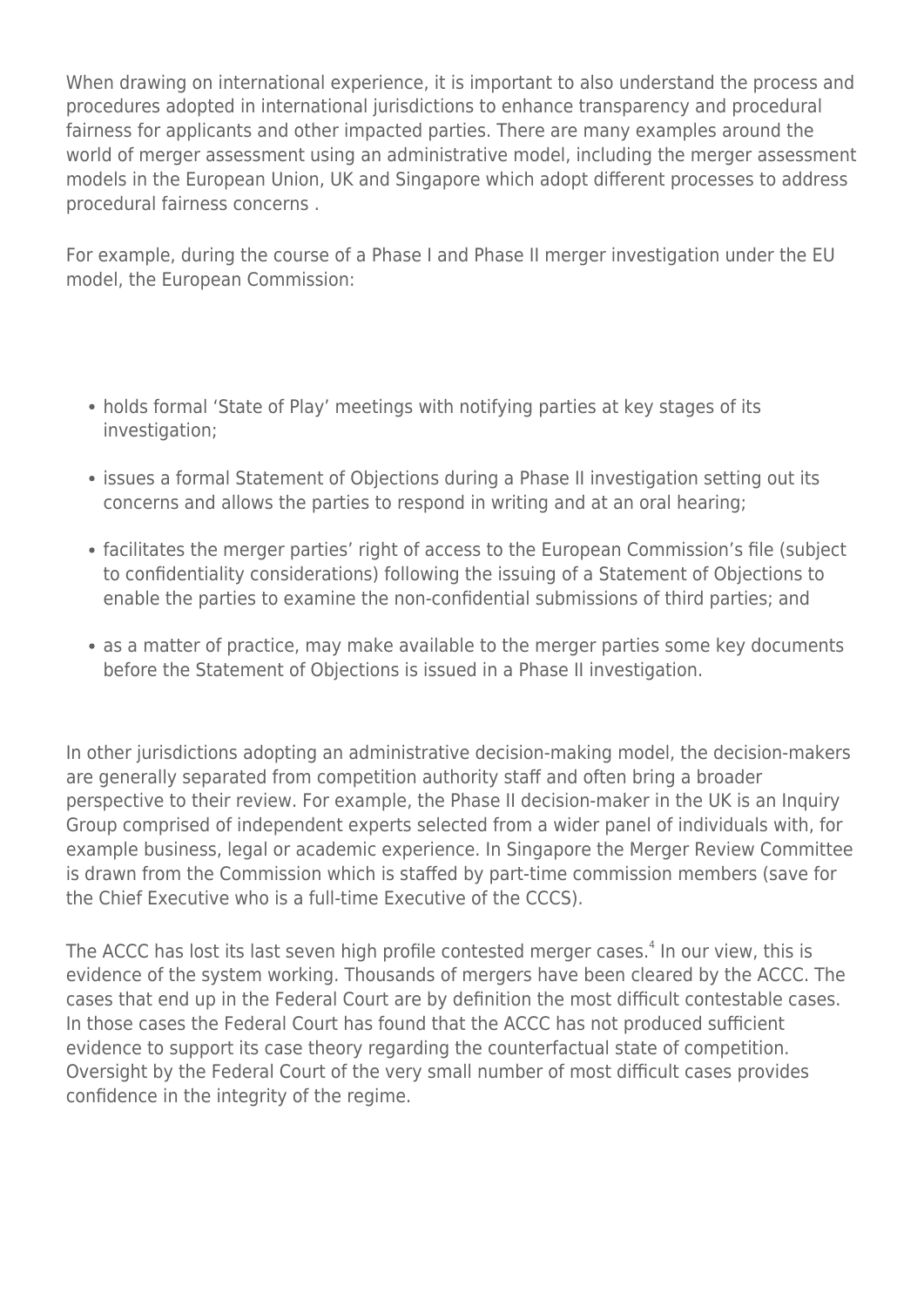When drawing on international experience, it is important to also understand the process and procedures adopted in international jurisdictions to enhance transparency and procedural fairness for applicants and other impacted parties. There are many examples around the world of merger assessment using an administrative model, including the merger assessment models in the European Union, UK and Singapore which adopt different processes to address procedural fairness concerns .

For example, during the course of a Phase I and Phase II merger investigation under the EU model, the European Commission:

- holds formal 'State of Play' meetings with notifying parties at key stages of its investigation;
- issues a formal Statement of Objections during a Phase II investigation setting out its concerns and allows the parties to respond in writing and at an oral hearing;
- facilitates the merger parties' right of access to the European Commission's file (subject to confidentiality considerations) following the issuing of a Statement of Objections to enable the parties to examine the non-confidential submissions of third parties; and
- as a matter of practice, may make available to the merger parties some key documents before the Statement of Objections is issued in a Phase II investigation.

In other jurisdictions adopting an administrative decision-making model, the decision-makers are generally separated from competition authority staff and often bring a broader perspective to their review. For example, the Phase II decision-maker in the UK is an Inquiry Group comprised of independent experts selected from a wider panel of individuals with, for example business, legal or academic experience. In Singapore the Merger Review Committee is drawn from the Commission which is staffed by part-time commission members (save for the Chief Executive who is a full-time Executive of the CCCS).

The ACCC has lost its last seven high profile contested merger cases.[4] In our view, this is evidence of the system working. Thousands of mergers have been cleared by the ACCC. The cases that end up in the Federal Court are by definition the most difficult contestable cases. In those cases the Federal Court has found that the ACCC has not produced sufficient evidence to support its case theory regarding the counterfactual state of competition. Oversight by the Federal Court of the very small number of most difficult cases provides confidence in the integrity of the regime.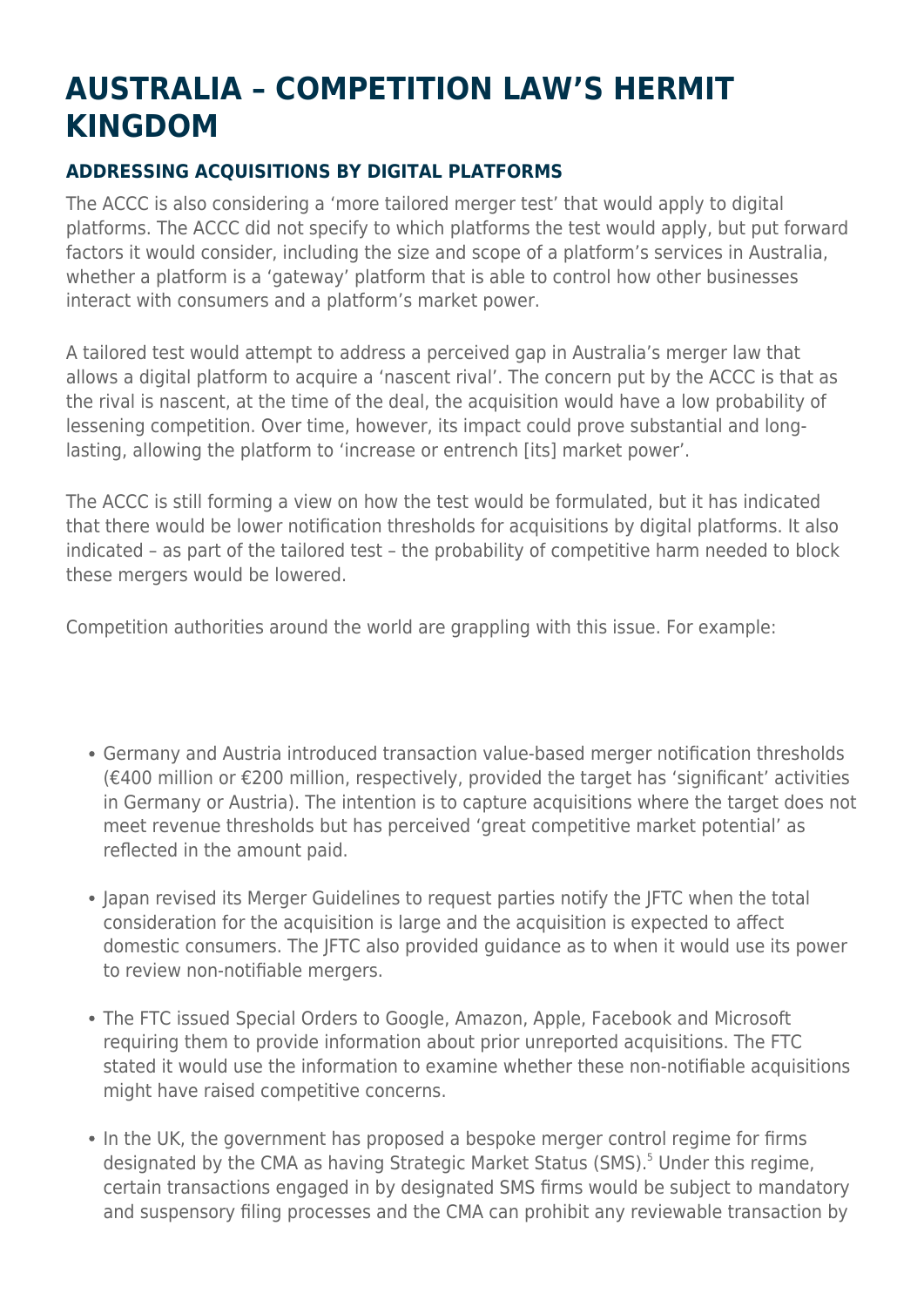# AUSTRALIA – COMPETITION LAW'S HERMIT KINGDOM

### ADDRESSING ACQUISITIONS BY DIGITAL PLATFORMS

The ACCC is also considering a 'more tailored merger test' that would apply to digital platforms. The ACCC did not specify to which platforms the test would apply, but put forward factors it would consider, including the size and scope of a platform's services in Australia, whether a platform is a 'gateway' platform that is able to control how other businesses interact with consumers and a platform's market power.

A tailored test would attempt to address a perceived gap in Australia's merger law that allows a digital platform to acquire a 'nascent rival'. The concern put by the ACCC is that as the rival is nascent, at the time of the deal, the acquisition would have a low probability of lessening competition. Over time, however, its impact could prove substantial and long-lasting, allowing the platform to 'increase or entrench [its] market power'.

The ACCC is still forming a view on how the test would be formulated, but it has indicated that there would be lower notification thresholds for acquisitions by digital platforms. It also indicated – as part of the tailored test – the probability of competitive harm needed to block these mergers would be lowered.

Competition authorities around the world are grappling with this issue. For example:

- Germany and Austria introduced transaction value-based merger notification thresholds (€400 million or €200 million, respectively, provided the target has 'significant' activities in Germany or Austria). The intention is to capture acquisitions where the target does not meet revenue thresholds but has perceived 'great competitive market potential' as reflected in the amount paid.
- Japan revised its Merger Guidelines to request parties notify the JFTC when the total consideration for the acquisition is large and the acquisition is expected to affect domestic consumers. The JFTC also provided guidance as to when it would use its power to review non-notifiable mergers.
- The FTC issued Special Orders to Google, Amazon, Apple, Facebook and Microsoft requiring them to provide information about prior unreported acquisitions. The FTC stated it would use the information to examine whether these non-notifiable acquisitions might have raised competitive concerns.
- In the UK, the government has proposed a bespoke merger control regime for firms designated by the CMA as having Strategic Market Status (SMS).[5] Under this regime, certain transactions engaged in by designated SMS firms would be subject to mandatory and suspensory filing processes and the CMA can prohibit any reviewable transaction by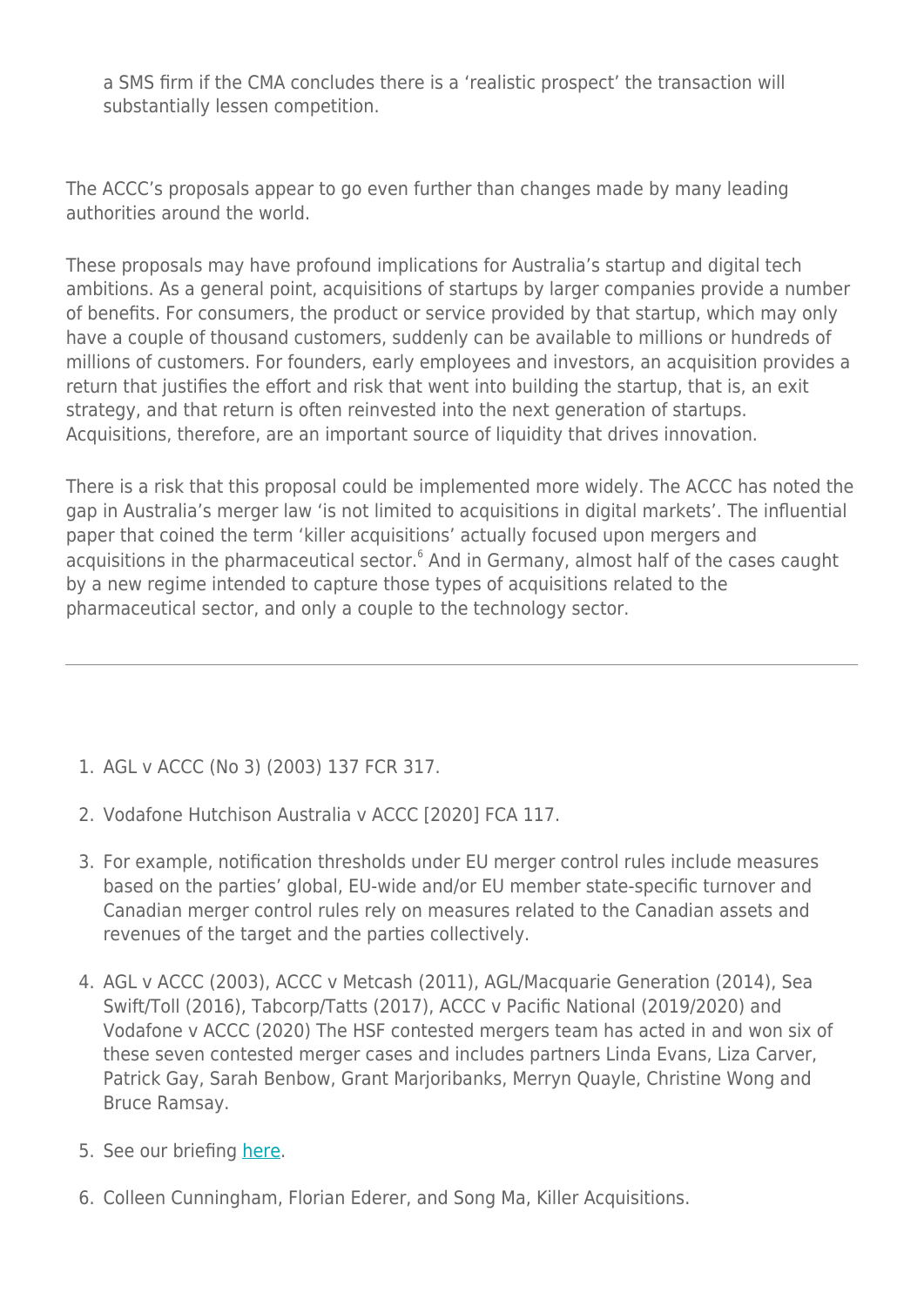a SMS firm if the CMA concludes there is a 'realistic prospect' the transaction will substantially lessen competition.

The ACCC's proposals appear to go even further than changes made by many leading authorities around the world.

These proposals may have profound implications for Australia's startup and digital tech ambitions. As a general point, acquisitions of startups by larger companies provide a number of benefits. For consumers, the product or service provided by that startup, which may only have a couple of thousand customers, suddenly can be available to millions or hundreds of millions of customers. For founders, early employees and investors, an acquisition provides a return that justifies the effort and risk that went into building the startup, that is, an exit strategy, and that return is often reinvested into the next generation of startups. Acquisitions, therefore, are an important source of liquidity that drives innovation.

There is a risk that this proposal could be implemented more widely. The ACCC has noted the gap in Australia's merger law 'is not limited to acquisitions in digital markets'. The influential paper that coined the term 'killer acquisitions' actually focused upon mergers and acquisitions in the pharmaceutical sector.[6] And in Germany, almost half of the cases caught by a new regime intended to capture those types of acquisitions related to the pharmaceutical sector, and only a couple to the technology sector.

---

1. AGL v ACCC (No 3) (2003) 137 FCR 317.
2. Vodafone Hutchison Australia v ACCC [2020] FCA 117.
3. For example, notification thresholds under EU merger control rules include measures based on the parties' global, EU-wide and/or EU member state-specific turnover and Canadian merger control rules rely on measures related to the Canadian assets and revenues of the target and the parties collectively.
4. AGL v ACCC (2003), ACCC v Metcash (2011), AGL/Macquarie Generation (2014), Sea Swift/Toll (2016), Tabcorp/Tatts (2017), ACCC v Pacific National (2019/2020) and Vodafone v ACCC (2020) The HSF contested mergers team has acted in and won six of these seven contested merger cases and includes partners Linda Evans, Liza Carver, Patrick Gay, Sarah Benbow, Grant Marjoribanks, Merryn Quayle, Christine Wong and Bruce Ramsay.
5. See our briefing here.
6. Colleen Cunningham, Florian Ederer, and Song Ma, Killer Acquisitions.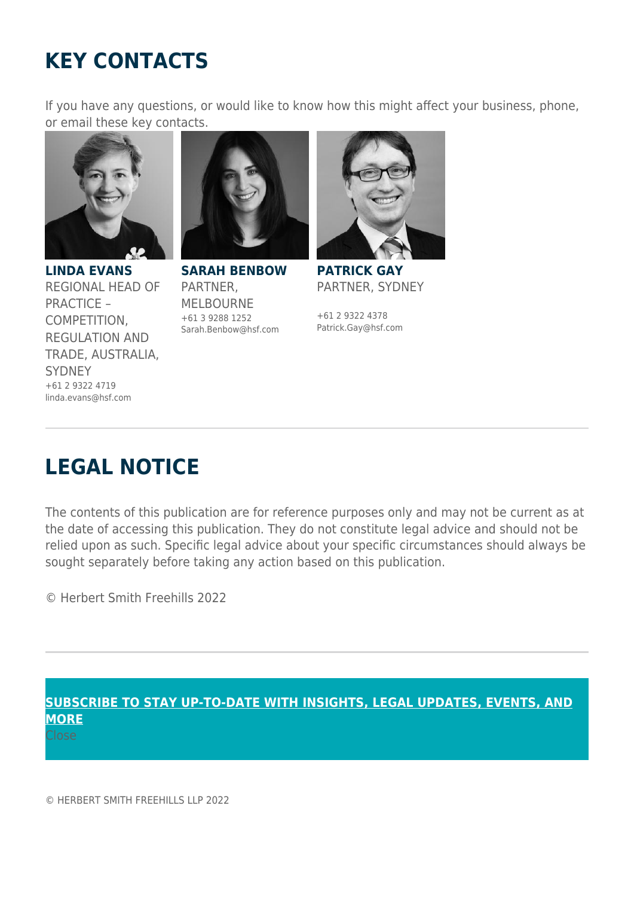## KEY CONTACTS

If you have any questions, or would like to know how this might affect your business, phone, or email these key contacts.

**LINDA EVANS**
REGIONAL HEAD OF PRACTICE – COMPETITION, REGULATION AND TRADE, AUSTRALIA, SYDNEY
+61 2 9322 4719
linda.evans@hsf.com

**SARAH BENBOW**
PARTNER, MELBOURNE
+61 3 9288 1252
Sarah.Benbow@hsf.com

**PATRICK GAY**
PARTNER, SYDNEY

+61 2 9322 4378
Patrick.Gay@hsf.com

## LEGAL NOTICE

The contents of this publication are for reference purposes only and may not be current as at the date of accessing this publication. They do not constitute legal advice and should not be relied upon as such. Specific legal advice about your specific circumstances should always be sought separately before taking any action based on this publication.

© Herbert Smith Freehills 2022

**SUBSCRIBE TO STAY UP-TO-DATE WITH INSIGHTS, LEGAL UPDATES, EVENTS, AND MORE**
Close

© HERBERT SMITH FREEHILLS LLP 2022